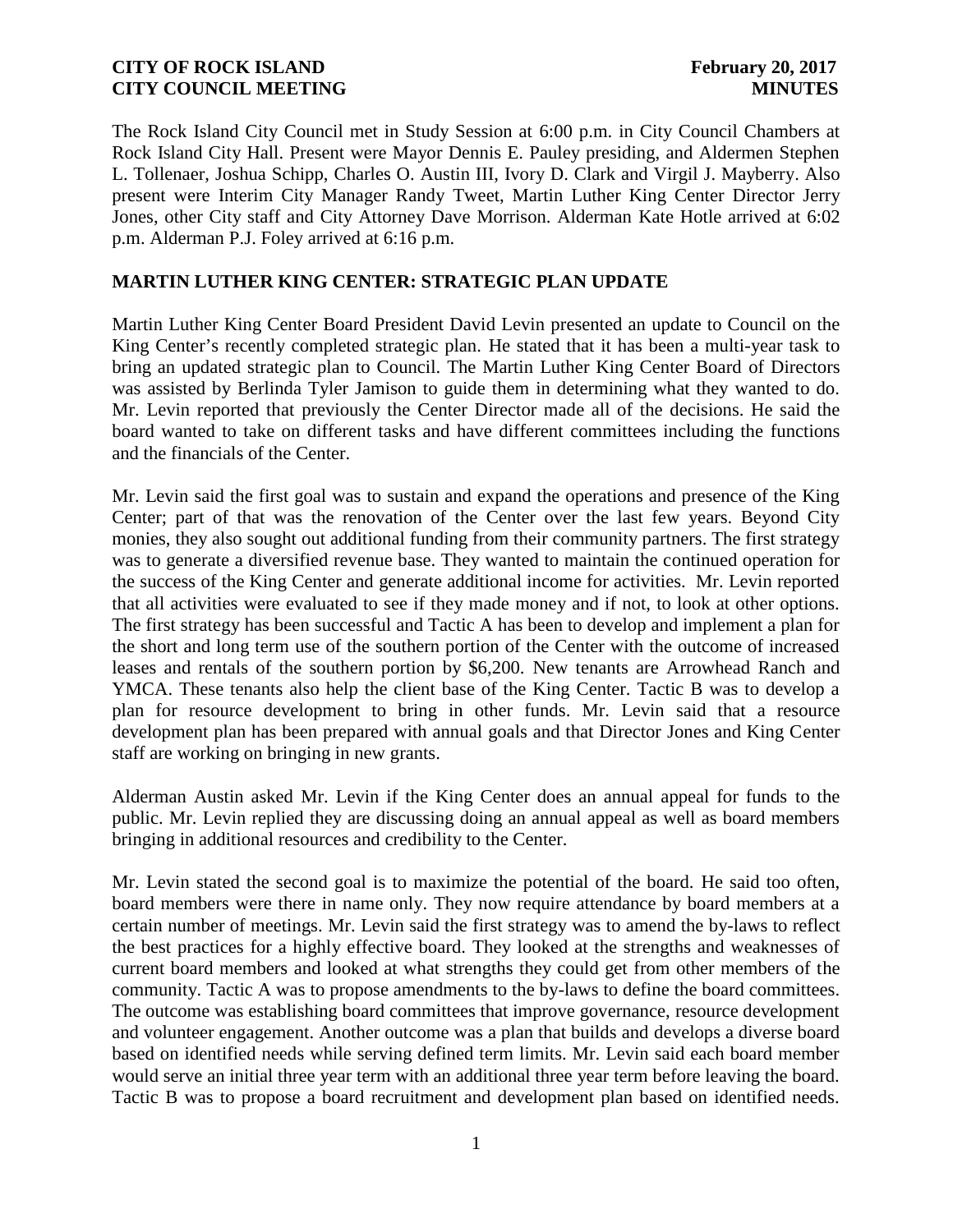**CITY OF ROCK ISLAND** **February 20, 2017**
**CITY COUNCIL MEETING** **MINUTES**

The Rock Island City Council met in Study Session at 6:00 p.m. in City Council Chambers at Rock Island City Hall. Present were Mayor Dennis E. Pauley presiding, and Aldermen Stephen L. Tollenaer, Joshua Schipp, Charles O. Austin III, Ivory D. Clark and Virgil J. Mayberry. Also present were Interim City Manager Randy Tweet, Martin Luther King Center Director Jerry Jones, other City staff and City Attorney Dave Morrison. Alderman Kate Hotle arrived at 6:02 p.m. Alderman P.J. Foley arrived at 6:16 p.m.

## MARTIN LUTHER KING CENTER: STRATEGIC PLAN UPDATE

Martin Luther King Center Board President David Levin presented an update to Council on the King Center's recently completed strategic plan. He stated that it has been a multi-year task to bring an updated strategic plan to Council. The Martin Luther King Center Board of Directors was assisted by Berlinda Tyler Jamison to guide them in determining what they wanted to do. Mr. Levin reported that previously the Center Director made all of the decisions. He said the board wanted to take on different tasks and have different committees including the functions and the financials of the Center.

Mr. Levin said the first goal was to sustain and expand the operations and presence of the King Center; part of that was the renovation of the Center over the last few years. Beyond City monies, they also sought out additional funding from their community partners. The first strategy was to generate a diversified revenue base. They wanted to maintain the continued operation for the success of the King Center and generate additional income for activities. Mr. Levin reported that all activities were evaluated to see if they made money and if not, to look at other options. The first strategy has been successful and Tactic A has been to develop and implement a plan for the short and long term use of the southern portion of the Center with the outcome of increased leases and rentals of the southern portion by $6,200. New tenants are Arrowhead Ranch and YMCA. These tenants also help the client base of the King Center. Tactic B was to develop a plan for resource development to bring in other funds. Mr. Levin said that a resource development plan has been prepared with annual goals and that Director Jones and King Center staff are working on bringing in new grants.

Alderman Austin asked Mr. Levin if the King Center does an annual appeal for funds to the public. Mr. Levin replied they are discussing doing an annual appeal as well as board members bringing in additional resources and credibility to the Center.

Mr. Levin stated the second goal is to maximize the potential of the board. He said too often, board members were there in name only. They now require attendance by board members at a certain number of meetings. Mr. Levin said the first strategy was to amend the by-laws to reflect the best practices for a highly effective board. They looked at the strengths and weaknesses of current board members and looked at what strengths they could get from other members of the community. Tactic A was to propose amendments to the by-laws to define the board committees. The outcome was establishing board committees that improve governance, resource development and volunteer engagement. Another outcome was a plan that builds and develops a diverse board based on identified needs while serving defined term limits. Mr. Levin said each board member would serve an initial three year term with an additional three year term before leaving the board. Tactic B was to propose a board recruitment and development plan based on identified needs.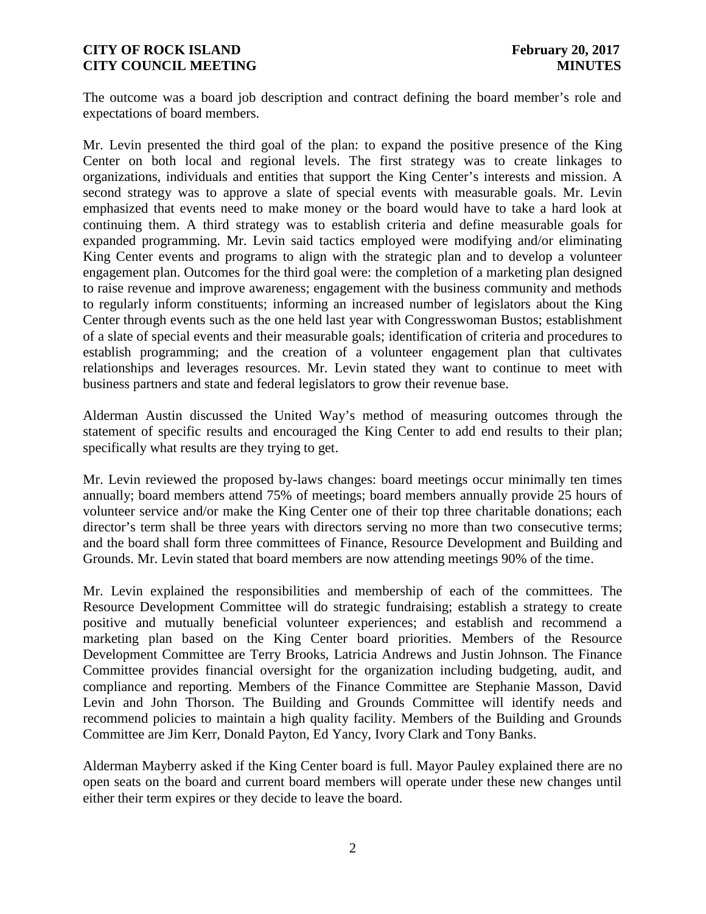The outcome was a board job description and contract defining the board member's role and expectations of board members.

Mr. Levin presented the third goal of the plan: to expand the positive presence of the King Center on both local and regional levels. The first strategy was to create linkages to organizations, individuals and entities that support the King Center's interests and mission. A second strategy was to approve a slate of special events with measurable goals. Mr. Levin emphasized that events need to make money or the board would have to take a hard look at continuing them. A third strategy was to establish criteria and define measurable goals for expanded programming. Mr. Levin said tactics employed were modifying and/or eliminating King Center events and programs to align with the strategic plan and to develop a volunteer engagement plan. Outcomes for the third goal were: the completion of a marketing plan designed to raise revenue and improve awareness; engagement with the business community and methods to regularly inform constituents; informing an increased number of legislators about the King Center through events such as the one held last year with Congresswoman Bustos; establishment of a slate of special events and their measurable goals; identification of criteria and procedures to establish programming; and the creation of a volunteer engagement plan that cultivates relationships and leverages resources. Mr. Levin stated they want to continue to meet with business partners and state and federal legislators to grow their revenue base.

Alderman Austin discussed the United Way's method of measuring outcomes through the statement of specific results and encouraged the King Center to add end results to their plan; specifically what results are they trying to get.

Mr. Levin reviewed the proposed by-laws changes: board meetings occur minimally ten times annually; board members attend 75% of meetings; board members annually provide 25 hours of volunteer service and/or make the King Center one of their top three charitable donations; each director's term shall be three years with directors serving no more than two consecutive terms; and the board shall form three committees of Finance, Resource Development and Building and Grounds. Mr. Levin stated that board members are now attending meetings 90% of the time.

Mr. Levin explained the responsibilities and membership of each of the committees. The Resource Development Committee will do strategic fundraising; establish a strategy to create positive and mutually beneficial volunteer experiences; and establish and recommend a marketing plan based on the King Center board priorities. Members of the Resource Development Committee are Terry Brooks, Latricia Andrews and Justin Johnson. The Finance Committee provides financial oversight for the organization including budgeting, audit, and compliance and reporting. Members of the Finance Committee are Stephanie Masson, David Levin and John Thorson. The Building and Grounds Committee will identify needs and recommend policies to maintain a high quality facility. Members of the Building and Grounds Committee are Jim Kerr, Donald Payton, Ed Yancy, Ivory Clark and Tony Banks.

Alderman Mayberry asked if the King Center board is full. Mayor Pauley explained there are no open seats on the board and current board members will operate under these new changes until either their term expires or they decide to leave the board.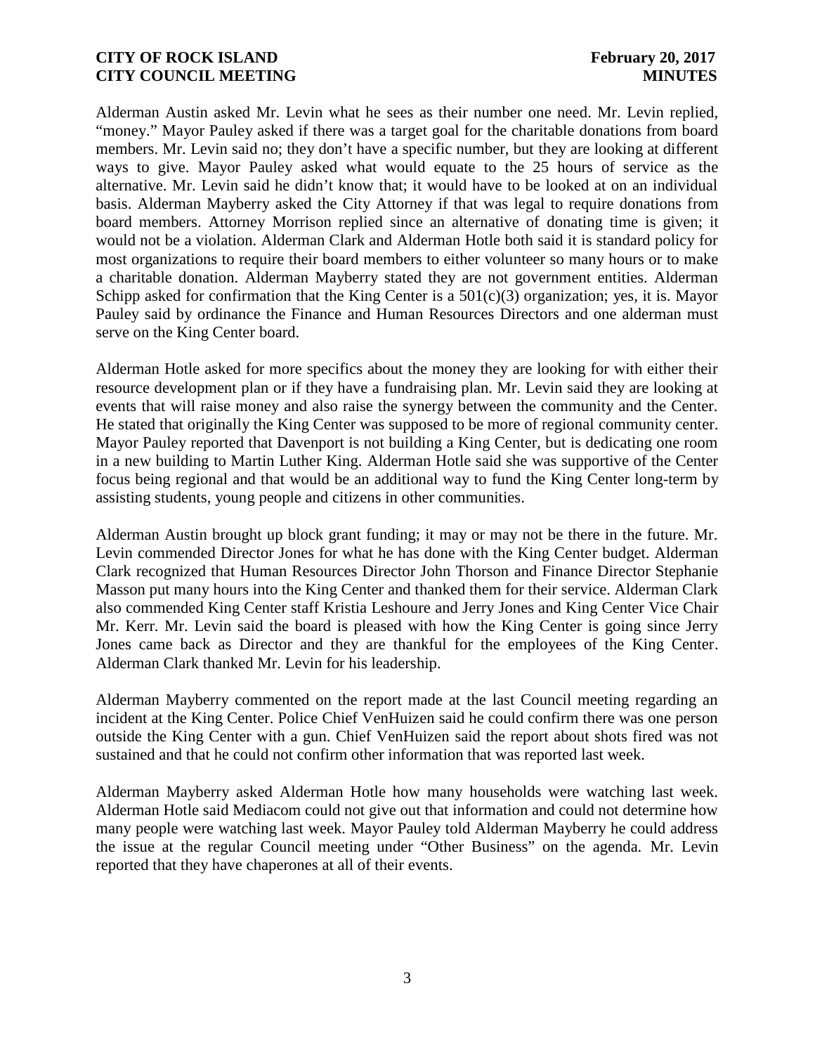Alderman Austin asked Mr. Levin what he sees as their number one need. Mr. Levin replied, "money." Mayor Pauley asked if there was a target goal for the charitable donations from board members. Mr. Levin said no; they don't have a specific number, but they are looking at different ways to give. Mayor Pauley asked what would equate to the 25 hours of service as the alternative. Mr. Levin said he didn't know that; it would have to be looked at on an individual basis. Alderman Mayberry asked the City Attorney if that was legal to require donations from board members. Attorney Morrison replied since an alternative of donating time is given; it would not be a violation. Alderman Clark and Alderman Hotle both said it is standard policy for most organizations to require their board members to either volunteer so many hours or to make a charitable donation. Alderman Mayberry stated they are not government entities. Alderman Schipp asked for confirmation that the King Center is a 501(c)(3) organization; yes, it is. Mayor Pauley said by ordinance the Finance and Human Resources Directors and one alderman must serve on the King Center board.

Alderman Hotle asked for more specifics about the money they are looking for with either their resource development plan or if they have a fundraising plan. Mr. Levin said they are looking at events that will raise money and also raise the synergy between the community and the Center. He stated that originally the King Center was supposed to be more of regional community center. Mayor Pauley reported that Davenport is not building a King Center, but is dedicating one room in a new building to Martin Luther King. Alderman Hotle said she was supportive of the Center focus being regional and that would be an additional way to fund the King Center long-term by assisting students, young people and citizens in other communities.

Alderman Austin brought up block grant funding; it may or may not be there in the future. Mr. Levin commended Director Jones for what he has done with the King Center budget. Alderman Clark recognized that Human Resources Director John Thorson and Finance Director Stephanie Masson put many hours into the King Center and thanked them for their service. Alderman Clark also commended King Center staff Kristia Leshoure and Jerry Jones and King Center Vice Chair Mr. Kerr. Mr. Levin said the board is pleased with how the King Center is going since Jerry Jones came back as Director and they are thankful for the employees of the King Center. Alderman Clark thanked Mr. Levin for his leadership.

Alderman Mayberry commented on the report made at the last Council meeting regarding an incident at the King Center. Police Chief VenHuizen said he could confirm there was one person outside the King Center with a gun. Chief VenHuizen said the report about shots fired was not sustained and that he could not confirm other information that was reported last week.

Alderman Mayberry asked Alderman Hotle how many households were watching last week. Alderman Hotle said Mediacom could not give out that information and could not determine how many people were watching last week. Mayor Pauley told Alderman Mayberry he could address the issue at the regular Council meeting under "Other Business" on the agenda. Mr. Levin reported that they have chaperones at all of their events.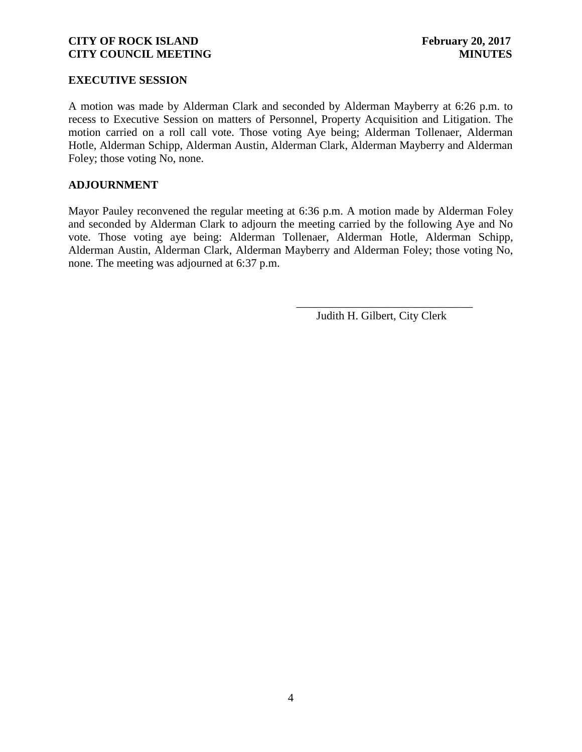## EXECUTIVE SESSION

A motion was made by Alderman Clark and seconded by Alderman Mayberry at 6:26 p.m. to recess to Executive Session on matters of Personnel, Property Acquisition and Litigation. The motion carried on a roll call vote. Those voting Aye being; Alderman Tollenaer, Alderman Hotle, Alderman Schipp, Alderman Austin, Alderman Clark, Alderman Mayberry and Alderman Foley; those voting No, none.

## ADJOURNMENT

Mayor Pauley reconvened the regular meeting at 6:36 p.m. A motion made by Alderman Foley and seconded by Alderman Clark to adjourn the meeting carried by the following Aye and No vote. Those voting aye being: Alderman Tollenaer, Alderman Hotle, Alderman Schipp, Alderman Austin, Alderman Clark, Alderman Mayberry and Alderman Foley; those voting No, none. The meeting was adjourned at 6:37 p.m.

\_\_\_\_\_\_\_\_\_\_\_\_\_\_\_\_\_\_\_\_\_\_\_\_\_\_\_\_\_\_

Judith H. Gilbert, City Clerk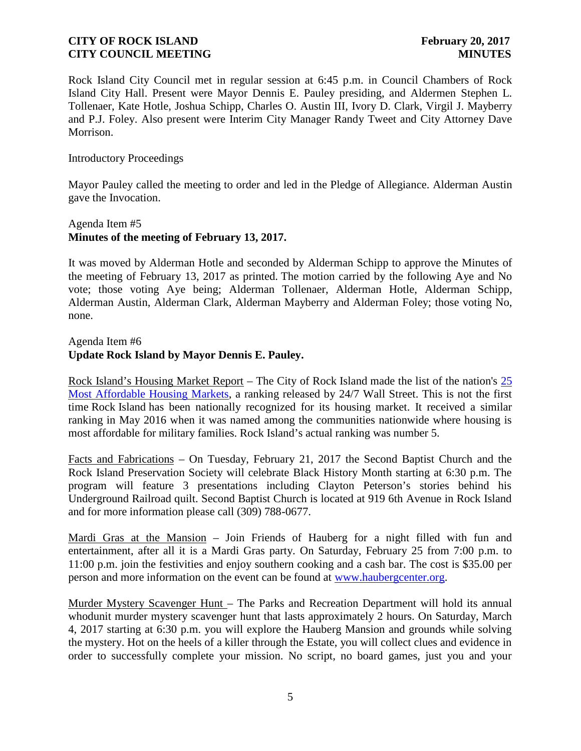Rock Island City Council met in regular session at 6:45 p.m. in Council Chambers of Rock Island City Hall. Present were Mayor Dennis E. Pauley presiding, and Aldermen Stephen L. Tollenaer, Kate Hotle, Joshua Schipp, Charles O. Austin III, Ivory D. Clark, Virgil J. Mayberry and P.J. Foley. Also present were Interim City Manager Randy Tweet and City Attorney Dave Morrison.

Introductory Proceedings

Mayor Pauley called the meeting to order and led in the Pledge of Allegiance. Alderman Austin gave the Invocation.

Agenda Item #5
**Minutes of the meeting of February 13, 2017.**

It was moved by Alderman Hotle and seconded by Alderman Schipp to approve the Minutes of the meeting of February 13, 2017 as printed. The motion carried by the following Aye and No vote; those voting Aye being; Alderman Tollenaer, Alderman Hotle, Alderman Schipp, Alderman Austin, Alderman Clark, Alderman Mayberry and Alderman Foley; those voting No, none.

Agenda Item #6
**Update Rock Island by Mayor Dennis E. Pauley.**

Rock Island's Housing Market Report – The City of Rock Island made the list of the nation's 25 Most Affordable Housing Markets, a ranking released by 24/7 Wall Street. This is not the first time Rock Island has been nationally recognized for its housing market. It received a similar ranking in May 2016 when it was named among the communities nationwide where housing is most affordable for military families. Rock Island's actual ranking was number 5.

Facts and Fabrications – On Tuesday, February 21, 2017 the Second Baptist Church and the Rock Island Preservation Society will celebrate Black History Month starting at 6:30 p.m. The program will feature 3 presentations including Clayton Peterson's stories behind his Underground Railroad quilt. Second Baptist Church is located at 919 6th Avenue in Rock Island and for more information please call (309) 788-0677.

Mardi Gras at the Mansion – Join Friends of Hauberg for a night filled with fun and entertainment, after all it is a Mardi Gras party. On Saturday, February 25 from 7:00 p.m. to 11:00 p.m. join the festivities and enjoy southern cooking and a cash bar. The cost is $35.00 per person and more information on the event can be found at www.haubergcenter.org.

Murder Mystery Scavenger Hunt – The Parks and Recreation Department will hold its annual whodunit murder mystery scavenger hunt that lasts approximately 2 hours. On Saturday, March 4, 2017 starting at 6:30 p.m. you will explore the Hauberg Mansion and grounds while solving the mystery. Hot on the heels of a killer through the Estate, you will collect clues and evidence in order to successfully complete your mission. No script, no board games, just you and your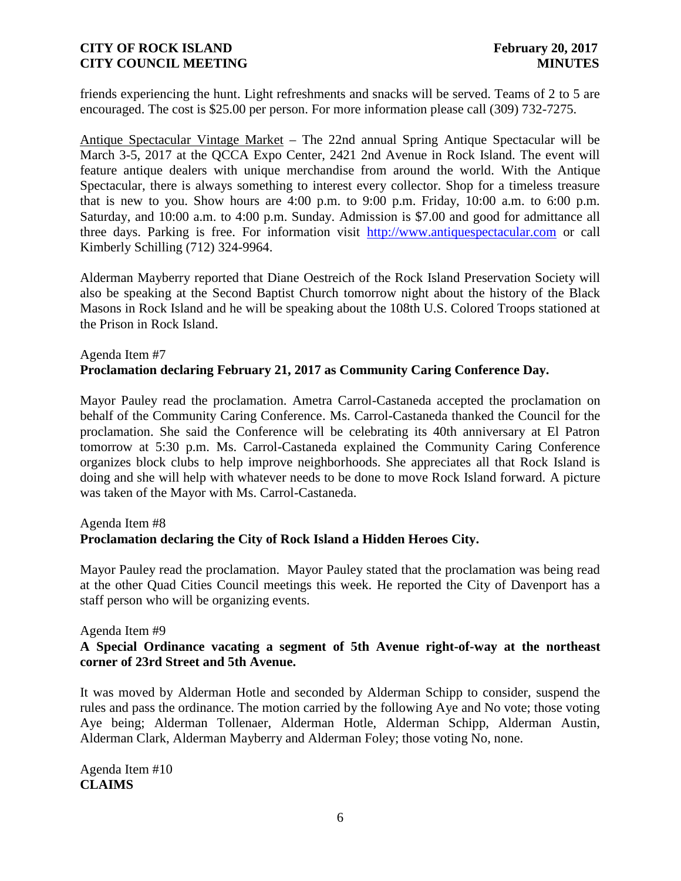friends experiencing the hunt. Light refreshments and snacks will be served. Teams of 2 to 5 are encouraged. The cost is $25.00 per person. For more information please call (309) 732-7275.

Antique Spectacular Vintage Market – The 22nd annual Spring Antique Spectacular will be March 3-5, 2017 at the QCCA Expo Center, 2421 2nd Avenue in Rock Island. The event will feature antique dealers with unique merchandise from around the world. With the Antique Spectacular, there is always something to interest every collector. Shop for a timeless treasure that is new to you. Show hours are 4:00 p.m. to 9:00 p.m. Friday, 10:00 a.m. to 6:00 p.m. Saturday, and 10:00 a.m. to 4:00 p.m. Sunday. Admission is $7.00 and good for admittance all three days. Parking is free. For information visit http://www.antiquespectacular.com or call Kimberly Schilling (712) 324-9964.

Alderman Mayberry reported that Diane Oestreich of the Rock Island Preservation Society will also be speaking at the Second Baptist Church tomorrow night about the history of the Black Masons in Rock Island and he will be speaking about the 108th U.S. Colored Troops stationed at the Prison in Rock Island.

Agenda Item #7
**Proclamation declaring February 21, 2017 as Community Caring Conference Day.**

Mayor Pauley read the proclamation. Ametra Carrol-Castaneda accepted the proclamation on behalf of the Community Caring Conference. Ms. Carrol-Castaneda thanked the Council for the proclamation. She said the Conference will be celebrating its 40th anniversary at El Patron tomorrow at 5:30 p.m. Ms. Carrol-Castaneda explained the Community Caring Conference organizes block clubs to help improve neighborhoods. She appreciates all that Rock Island is doing and she will help with whatever needs to be done to move Rock Island forward. A picture was taken of the Mayor with Ms. Carrol-Castaneda.

Agenda Item #8
**Proclamation declaring the City of Rock Island a Hidden Heroes City.**

Mayor Pauley read the proclamation. Mayor Pauley stated that the proclamation was being read at the other Quad Cities Council meetings this week. He reported the City of Davenport has a staff person who will be organizing events.

Agenda Item #9
**A Special Ordinance vacating a segment of 5th Avenue right-of-way at the northeast corner of 23rd Street and 5th Avenue.**

It was moved by Alderman Hotle and seconded by Alderman Schipp to consider, suspend the rules and pass the ordinance. The motion carried by the following Aye and No vote; those voting Aye being; Alderman Tollenaer, Alderman Hotle, Alderman Schipp, Alderman Austin, Alderman Clark, Alderman Mayberry and Alderman Foley; those voting No, none.

Agenda Item #10
**CLAIMS**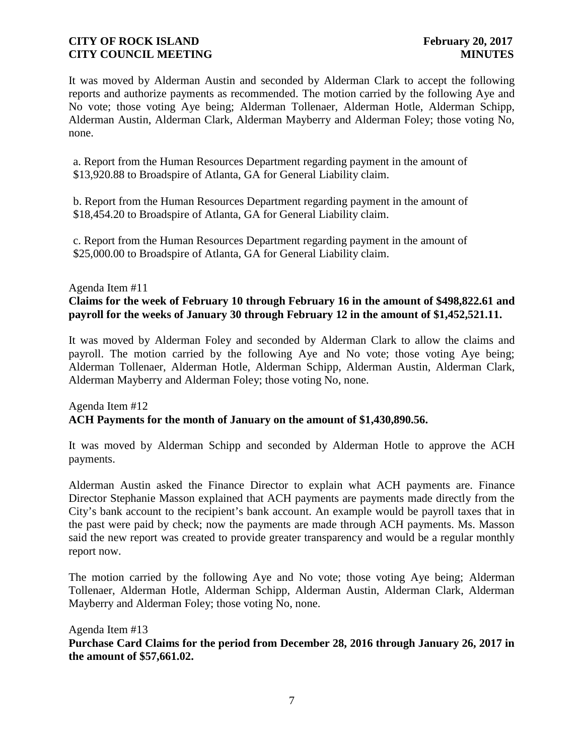It was moved by Alderman Austin and seconded by Alderman Clark to accept the following reports and authorize payments as recommended. The motion carried by the following Aye and No vote; those voting Aye being; Alderman Tollenaer, Alderman Hotle, Alderman Schipp, Alderman Austin, Alderman Clark, Alderman Mayberry and Alderman Foley; those voting No, none.

a. Report from the Human Resources Department regarding payment in the amount of $13,920.88 to Broadspire of Atlanta, GA for General Liability claim.

b. Report from the Human Resources Department regarding payment in the amount of $18,454.20 to Broadspire of Atlanta, GA for General Liability claim.

c. Report from the Human Resources Department regarding payment in the amount of $25,000.00 to Broadspire of Atlanta, GA for General Liability claim.

Agenda Item #11

**Claims for the week of February 10 through February 16 in the amount of $498,822.61 and payroll for the weeks of January 30 through February 12 in the amount of $1,452,521.11.**

It was moved by Alderman Foley and seconded by Alderman Clark to allow the claims and payroll. The motion carried by the following Aye and No vote; those voting Aye being; Alderman Tollenaer, Alderman Hotle, Alderman Schipp, Alderman Austin, Alderman Clark, Alderman Mayberry and Alderman Foley; those voting No, none.

Agenda Item #12

**ACH Payments for the month of January on the amount of $1,430,890.56.**

It was moved by Alderman Schipp and seconded by Alderman Hotle to approve the ACH payments.

Alderman Austin asked the Finance Director to explain what ACH payments are. Finance Director Stephanie Masson explained that ACH payments are payments made directly from the City's bank account to the recipient's bank account. An example would be payroll taxes that in the past were paid by check; now the payments are made through ACH payments. Ms. Masson said the new report was created to provide greater transparency and would be a regular monthly report now.

The motion carried by the following Aye and No vote; those voting Aye being; Alderman Tollenaer, Alderman Hotle, Alderman Schipp, Alderman Austin, Alderman Clark, Alderman Mayberry and Alderman Foley; those voting No, none.

Agenda Item #13

**Purchase Card Claims for the period from December 28, 2016 through January 26, 2017 in the amount of $57,661.02.**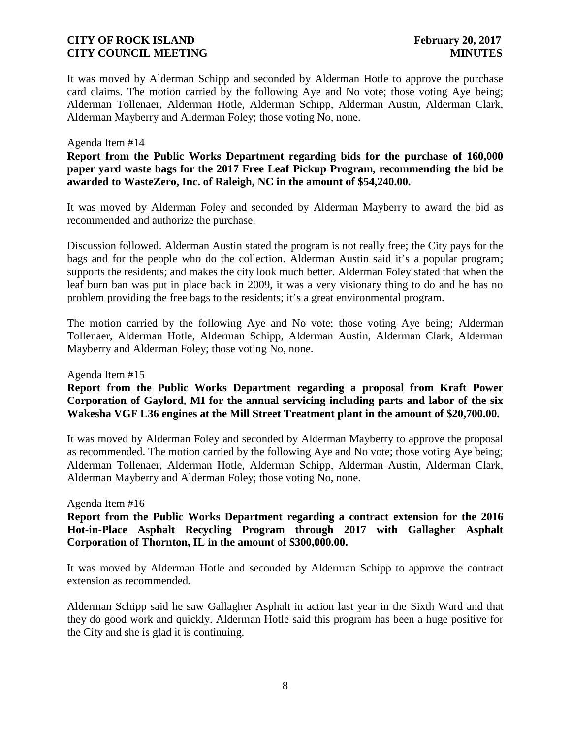It was moved by Alderman Schipp and seconded by Alderman Hotle to approve the purchase card claims. The motion carried by the following Aye and No vote; those voting Aye being; Alderman Tollenaer, Alderman Hotle, Alderman Schipp, Alderman Austin, Alderman Clark, Alderman Mayberry and Alderman Foley; those voting No, none.

Agenda Item #14

**Report from the Public Works Department regarding bids for the purchase of 160,000 paper yard waste bags for the 2017 Free Leaf Pickup Program, recommending the bid be awarded to WasteZero, Inc. of Raleigh, NC in the amount of $54,240.00.**

It was moved by Alderman Foley and seconded by Alderman Mayberry to award the bid as recommended and authorize the purchase.

Discussion followed. Alderman Austin stated the program is not really free; the City pays for the bags and for the people who do the collection. Alderman Austin said it's a popular program; supports the residents; and makes the city look much better. Alderman Foley stated that when the leaf burn ban was put in place back in 2009, it was a very visionary thing to do and he has no problem providing the free bags to the residents; it's a great environmental program.

The motion carried by the following Aye and No vote; those voting Aye being; Alderman Tollenaer, Alderman Hotle, Alderman Schipp, Alderman Austin, Alderman Clark, Alderman Mayberry and Alderman Foley; those voting No, none.

Agenda Item #15

**Report from the Public Works Department regarding a proposal from Kraft Power Corporation of Gaylord, MI for the annual servicing including parts and labor of the six Wakesha VGF L36 engines at the Mill Street Treatment plant in the amount of $20,700.00.**

It was moved by Alderman Foley and seconded by Alderman Mayberry to approve the proposal as recommended. The motion carried by the following Aye and No vote; those voting Aye being; Alderman Tollenaer, Alderman Hotle, Alderman Schipp, Alderman Austin, Alderman Clark, Alderman Mayberry and Alderman Foley; those voting No, none.

Agenda Item #16

**Report from the Public Works Department regarding a contract extension for the 2016 Hot-in-Place Asphalt Recycling Program through 2017 with Gallagher Asphalt Corporation of Thornton, IL in the amount of $300,000.00.**

It was moved by Alderman Hotle and seconded by Alderman Schipp to approve the contract extension as recommended.

Alderman Schipp said he saw Gallagher Asphalt in action last year in the Sixth Ward and that they do good work and quickly. Alderman Hotle said this program has been a huge positive for the City and she is glad it is continuing.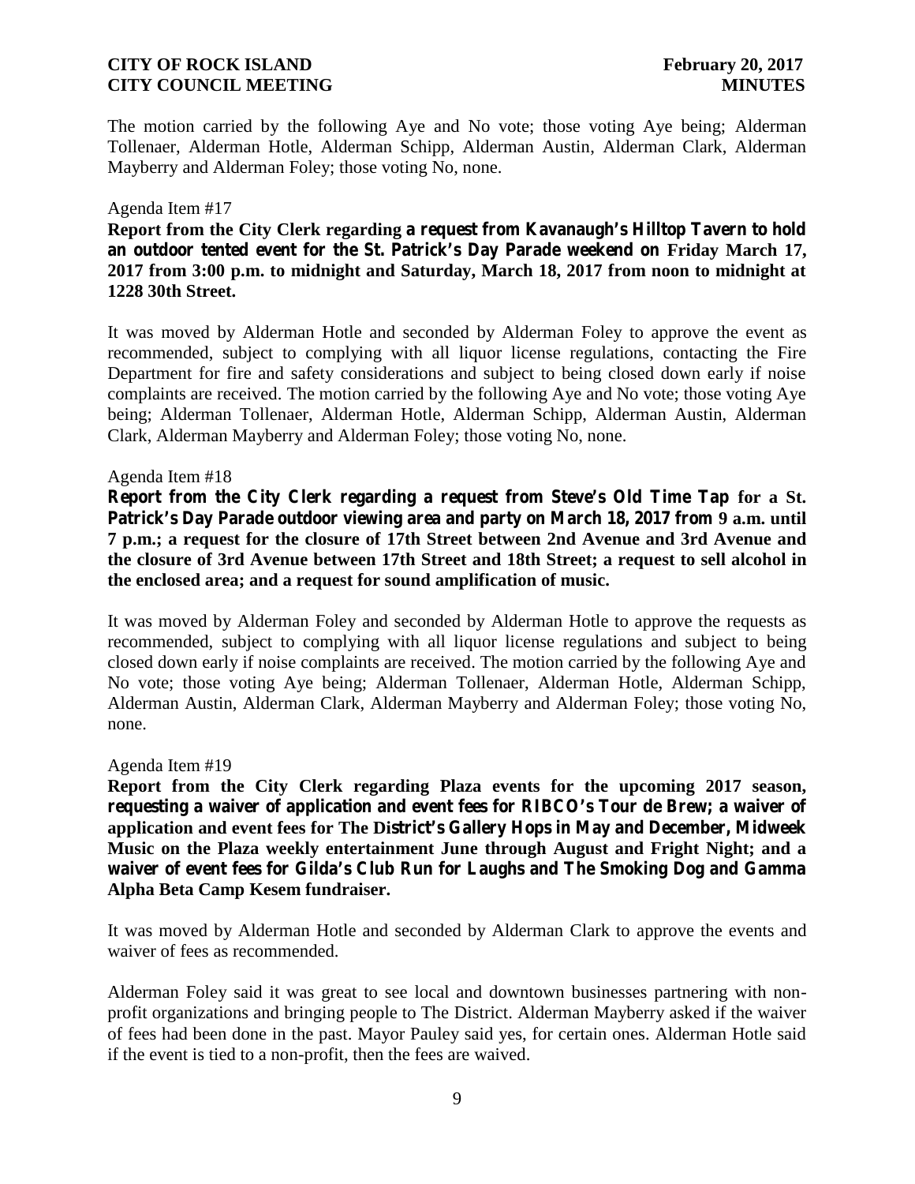The motion carried by the following Aye and No vote; those voting Aye being; Alderman Tollenaer, Alderman Hotle, Alderman Schipp, Alderman Austin, Alderman Clark, Alderman Mayberry and Alderman Foley; those voting No, none.

Agenda Item #17

**Report from the City Clerk regarding a request from Kavanaugh's Hilltop Tavern to hold an outdoor tented event for the St. Patrick's Day Parade weekend on Friday March 17, 2017 from 3:00 p.m. to midnight and Saturday, March 18, 2017 from noon to midnight at 1228 30th Street.**

It was moved by Alderman Hotle and seconded by Alderman Foley to approve the event as recommended, subject to complying with all liquor license regulations, contacting the Fire Department for fire and safety considerations and subject to being closed down early if noise complaints are received. The motion carried by the following Aye and No vote; those voting Aye being; Alderman Tollenaer, Alderman Hotle, Alderman Schipp, Alderman Austin, Alderman Clark, Alderman Mayberry and Alderman Foley; those voting No, none.

Agenda Item #18

**Report from the City Clerk regarding a request from Steve's Old Time Tap for a St. Patrick's Day Parade outdoor viewing area and party on March 18, 2017 from 9 a.m. until 7 p.m.; a request for the closure of 17th Street between 2nd Avenue and 3rd Avenue and the closure of 3rd Avenue between 17th Street and 18th Street; a request to sell alcohol in the enclosed area; and a request for sound amplification of music.**

It was moved by Alderman Foley and seconded by Alderman Hotle to approve the requests as recommended, subject to complying with all liquor license regulations and subject to being closed down early if noise complaints are received. The motion carried by the following Aye and No vote; those voting Aye being; Alderman Tollenaer, Alderman Hotle, Alderman Schipp, Alderman Austin, Alderman Clark, Alderman Mayberry and Alderman Foley; those voting No, none.

Agenda Item #19

**Report from the City Clerk regarding Plaza events for the upcoming 2017 season, requesting a waiver of application and event fees for RIBCO's Tour de Brew; a waiver of application and event fees for The District's Gallery Hops in May and December, Midweek Music on the Plaza weekly entertainment June through August and Fright Night; and a waiver of event fees for Gilda's Club Run for Laughs and The Smoking Dog and Gamma Alpha Beta Camp Kesem fundraiser.**

It was moved by Alderman Hotle and seconded by Alderman Clark to approve the events and waiver of fees as recommended.

Alderman Foley said it was great to see local and downtown businesses partnering with non-profit organizations and bringing people to The District. Alderman Mayberry asked if the waiver of fees had been done in the past. Mayor Pauley said yes, for certain ones. Alderman Hotle said if the event is tied to a non-profit, then the fees are waived.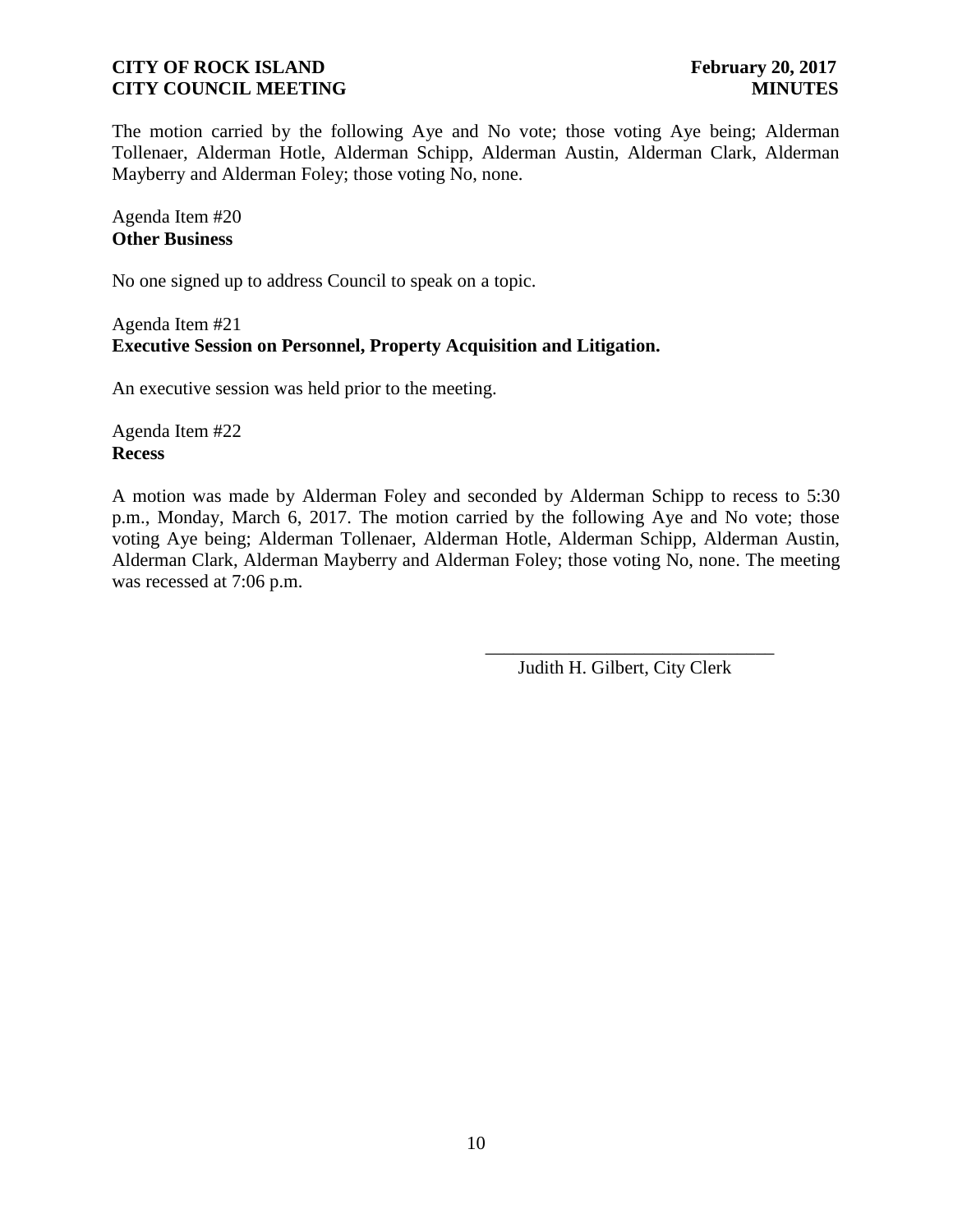The motion carried by the following Aye and No vote; those voting Aye being; Alderman Tollenaer, Alderman Hotle, Alderman Schipp, Alderman Austin, Alderman Clark, Alderman Mayberry and Alderman Foley; those voting No, none.

Agenda Item #20
**Other Business**

No one signed up to address Council to speak on a topic.

Agenda Item #21
**Executive Session on Personnel, Property Acquisition and Litigation.**

An executive session was held prior to the meeting.

Agenda Item #22
**Recess**

A motion was made by Alderman Foley and seconded by Alderman Schipp to recess to 5:30 p.m., Monday, March 6, 2017. The motion carried by the following Aye and No vote; those voting Aye being; Alderman Tollenaer, Alderman Hotle, Alderman Schipp, Alderman Austin, Alderman Clark, Alderman Mayberry and Alderman Foley; those voting No, none. The meeting was recessed at 7:06 p.m.

______________________________
Judith H. Gilbert, City Clerk